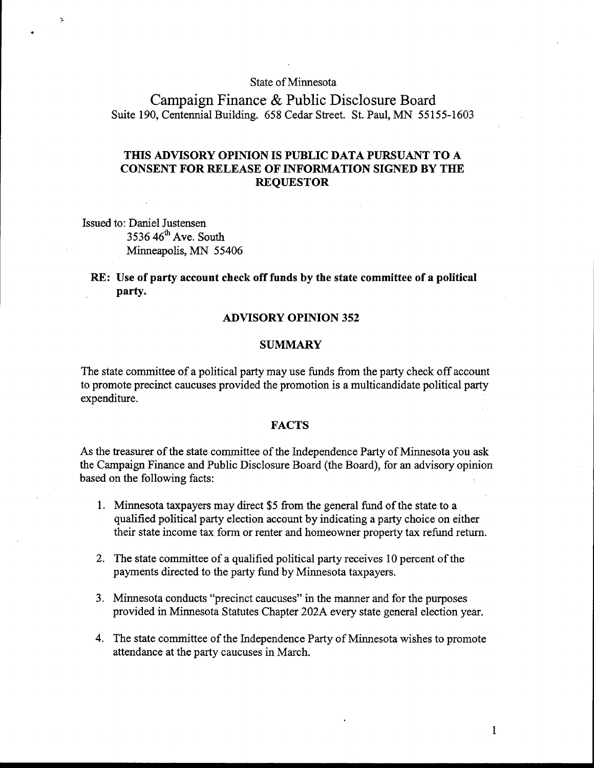State of Minnesota

# Campaign Finance & Public Disclosure Board

Suite 190, Centennial Building. 658 Cedar Street. St. Paul, MN 55155-1603

**THIS ADVISORY OPINION IS PUBLIC DATA PURSUANT TO A CONSENT FOR RELEASE OF INFORMATION SIGNED BY THE REQUESTOR**

Issued to: Daniel Justensen
3536 46th Ave. South
Minneapolis, MN 55406

**RE: Use of party account check off funds by the state committee of a political party.**

## ADVISORY OPINION 352

## SUMMARY

The state committee of a political party may use funds from the party check off account to promote precinct caucuses provided the promotion is a multicandidate political party expenditure.

## FACTS

As the treasurer of the state committee of the Independence Party of Minnesota you ask the Campaign Finance and Public Disclosure Board (the Board), for an advisory opinion based on the following facts:

1. Minnesota taxpayers may direct $5 from the general fund of the state to a qualified political party election account by indicating a party choice on either their state income tax form or renter and homeowner property tax refund return.
2. The state committee of a qualified political party receives 10 percent of the payments directed to the party fund by Minnesota taxpayers.
3. Minnesota conducts "precinct caucuses" in the manner and for the purposes provided in Minnesota Statutes Chapter 202A every state general election year.
4. The state committee of the Independence Party of Minnesota wishes to promote attendance at the party caucuses in March.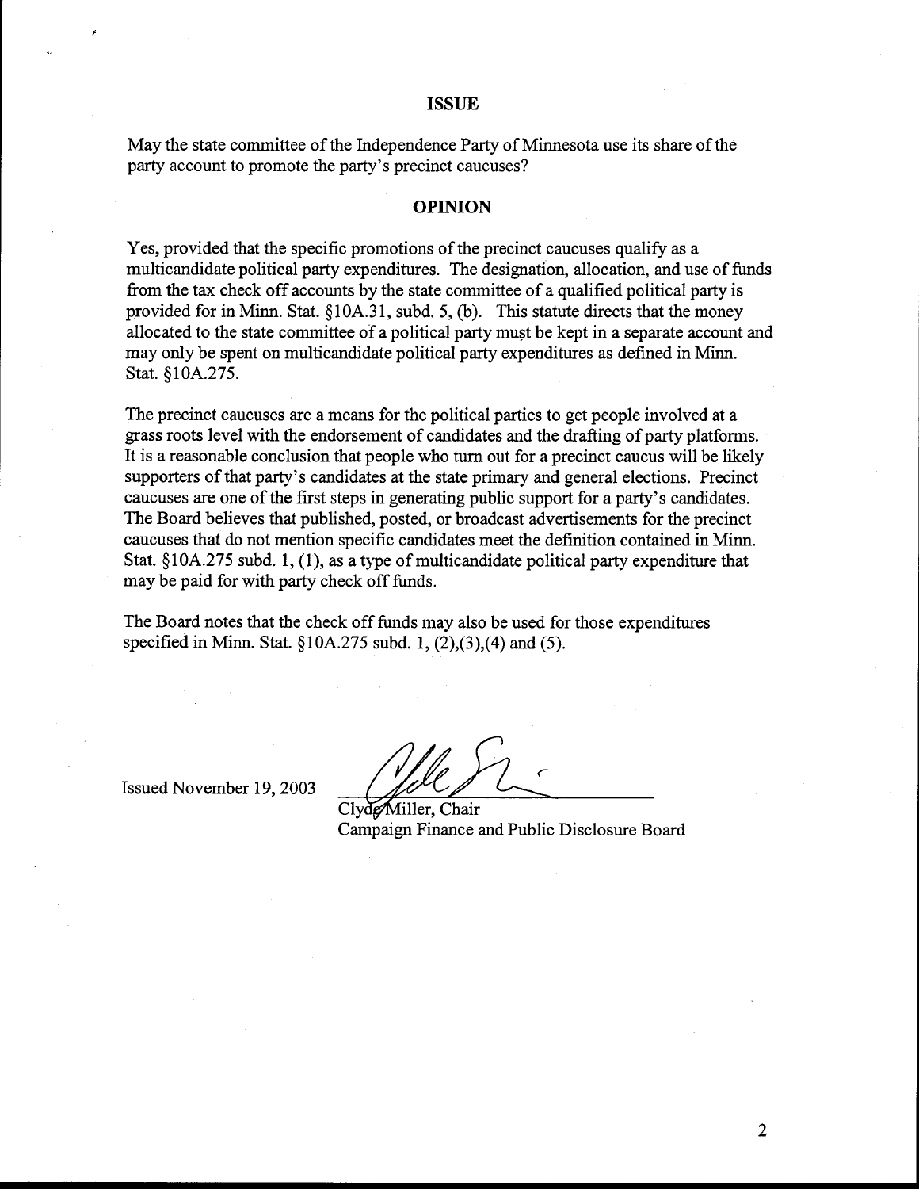## ISSUE

May the state committee of the Independence Party of Minnesota use its share of the party account to promote the party's precinct caucuses?

## OPINION

Yes, provided that the specific promotions of the precinct caucuses qualify as a multicandidate political party expenditures. The designation, allocation, and use of funds from the tax check off accounts by the state committee of a qualified political party is provided for in Minn. Stat. §10A.31, subd. 5, (b). This statute directs that the money allocated to the state committee of a political party must be kept in a separate account and may only be spent on multicandidate political party expenditures as defined in Minn. Stat. §10A.275.

The precinct caucuses are a means for the political parties to get people involved at a grass roots level with the endorsement of candidates and the drafting of party platforms. It is a reasonable conclusion that people who turn out for a precinct caucus will be likely supporters of that party's candidates at the state primary and general elections. Precinct caucuses are one of the first steps in generating public support for a party's candidates. The Board believes that published, posted, or broadcast advertisements for the precinct caucuses that do not mention specific candidates meet the definition contained in Minn. Stat. §10A.275 subd. 1, (1), as a type of multicandidate political party expenditure that may be paid for with party check off funds.

The Board notes that the check off funds may also be used for those expenditures specified in Minn. Stat. §10A.275 subd. 1, (2),(3),(4) and (5).

Issued November 19, 2003

Clyde Miller, Chair
Campaign Finance and Public Disclosure Board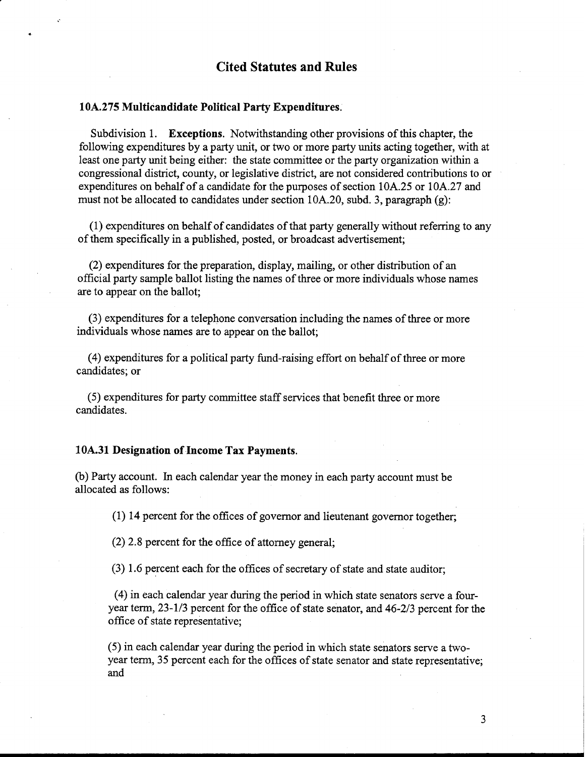# Cited Statutes and Rules

## 10A.275 Multicandidate Political Party Expenditures.

Subdivision 1. **Exceptions.** Notwithstanding other provisions of this chapter, the following expenditures by a party unit, or two or more party units acting together, with at least one party unit being either: the state committee or the party organization within a congressional district, county, or legislative district, are not considered contributions to or expenditures on behalf of a candidate for the purposes of section 10A.25 or 10A.27 and must not be allocated to candidates under section 10A.20, subd. 3, paragraph (g):

(1) expenditures on behalf of candidates of that party generally without referring to any of them specifically in a published, posted, or broadcast advertisement;

(2) expenditures for the preparation, display, mailing, or other distribution of an official party sample ballot listing the names of three or more individuals whose names are to appear on the ballot;

(3) expenditures for a telephone conversation including the names of three or more individuals whose names are to appear on the ballot;

(4) expenditures for a political party fund-raising effort on behalf of three or more candidates; or

(5) expenditures for party committee staff services that benefit three or more candidates.

## 10A.31 Designation of Income Tax Payments.

(b) Party account. In each calendar year the money in each party account must be allocated as follows:

(1) 14 percent for the offices of governor and lieutenant governor together;

(2) 2.8 percent for the office of attorney general;

(3) 1.6 percent each for the offices of secretary of state and state auditor;

(4) in each calendar year during the period in which state senators serve a four-year term, 23-1/3 percent for the office of state senator, and 46-2/3 percent for the office of state representative;

(5) in each calendar year during the period in which state senators serve a two-year term, 35 percent each for the offices of state senator and state representative; and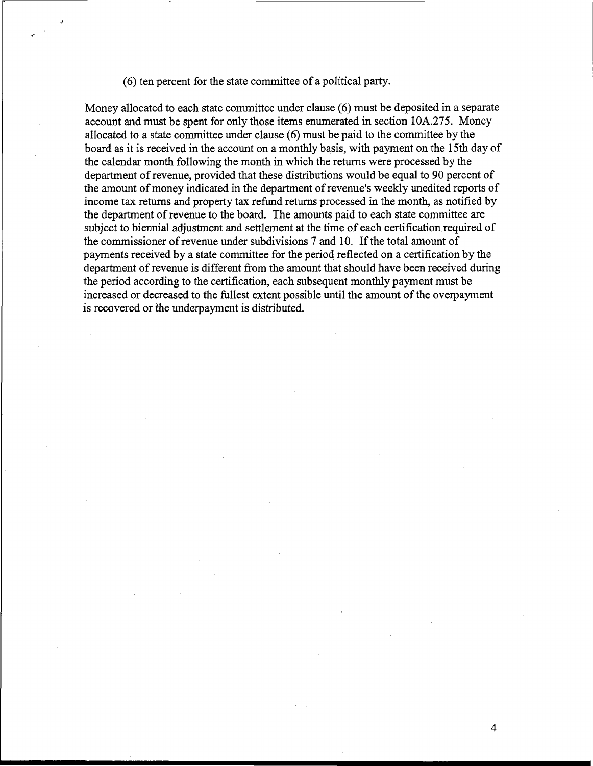(6) ten percent for the state committee of a political party.

Money allocated to each state committee under clause (6) must be deposited in a separate account and must be spent for only those items enumerated in section 10A.275. Money allocated to a state committee under clause (6) must be paid to the committee by the board as it is received in the account on a monthly basis, with payment on the 15th day of the calendar month following the month in which the returns were processed by the department of revenue, provided that these distributions would be equal to 90 percent of the amount of money indicated in the department of revenue's weekly unedited reports of income tax returns and property tax refund returns processed in the month, as notified by the department of revenue to the board. The amounts paid to each state committee are subject to biennial adjustment and settlement at the time of each certification required of the commissioner of revenue under subdivisions 7 and 10. If the total amount of payments received by a state committee for the period reflected on a certification by the department of revenue is different from the amount that should have been received during the period according to the certification, each subsequent monthly payment must be increased or decreased to the fullest extent possible until the amount of the overpayment is recovered or the underpayment is distributed.